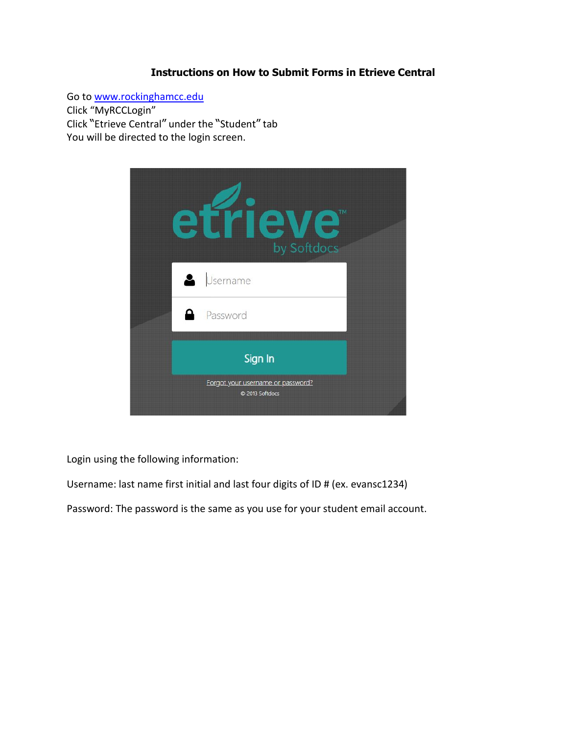# Instructions on How to Submit Forms in Etrieve Central

Go to www.rockinghamcc.edu
Click "MyRCCLogin"
Click "Etrieve Central" under the "Student" tab
You will be directed to the login screen.

Login using the following information:

Username: last name first initial and last four digits of ID # (ex. evansc1234)

Password: The password is the same as you use for your student email account.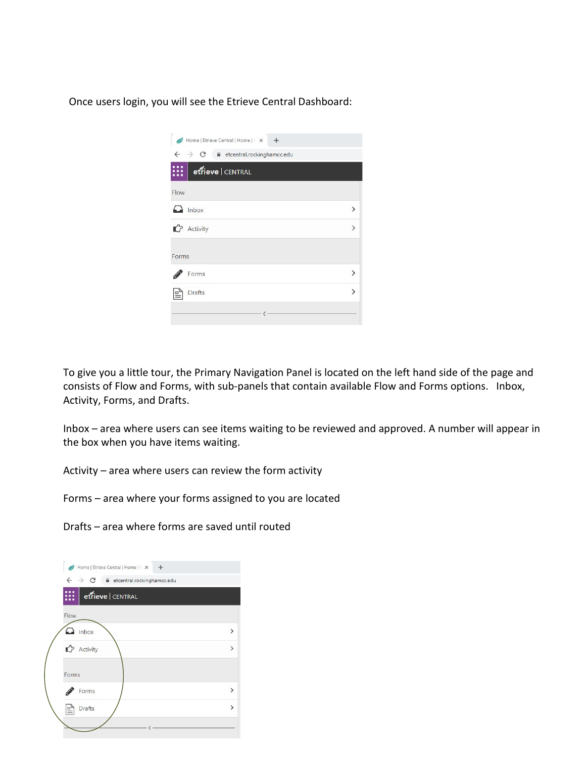Once users login, you will see the Etrieve Central Dashboard:

To give you a little tour, the Primary Navigation Panel is located on the left hand side of the page and consists of Flow and Forms, with sub-panels that contain available Flow and Forms options. Inbox, Activity, Forms, and Drafts.

Inbox – area where users can see items waiting to be reviewed and approved. A number will appear in the box when you have items waiting.

Activity – area where users can review the form activity

Forms – area where your forms assigned to you are located

Drafts – area where forms are saved until routed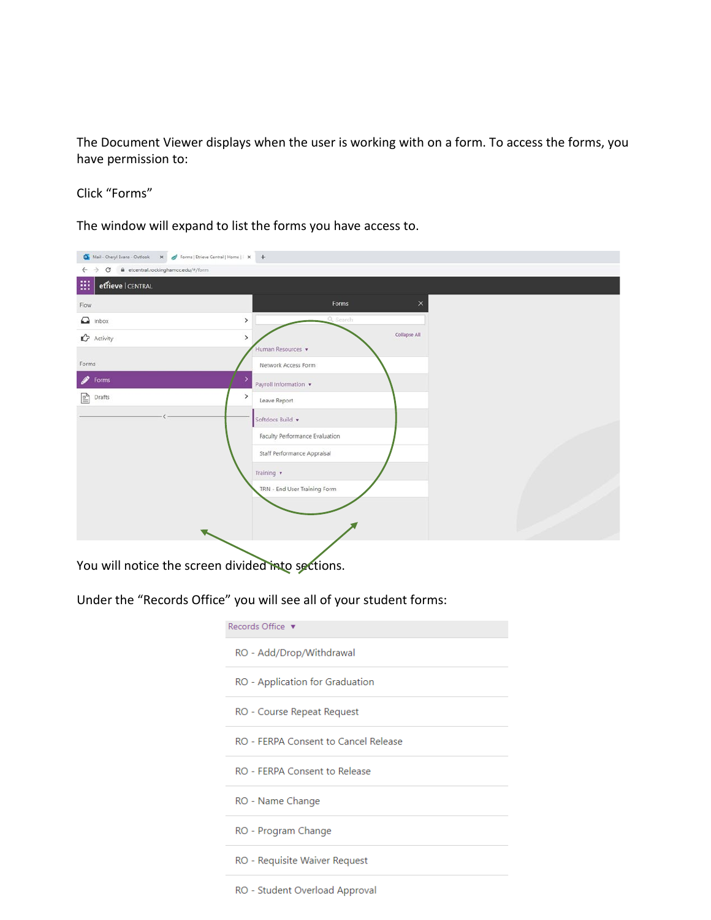The Document Viewer displays when the user is working with on a form. To access the forms, you have permission to:

Click "Forms"

The window will expand to list the forms you have access to.

You will notice the screen divided into sections.

Under the "Records Office" you will see all of your student forms:

Records Office ▼

- RO - Add/Drop/Withdrawal
- RO - Application for Graduation
- RO - Course Repeat Request
- RO - FERPA Consent to Cancel Release
- RO - FERPA Consent to Release
- RO - Name Change
- RO - Program Change
- RO - Requisite Waiver Request
- RO - Student Overload Approval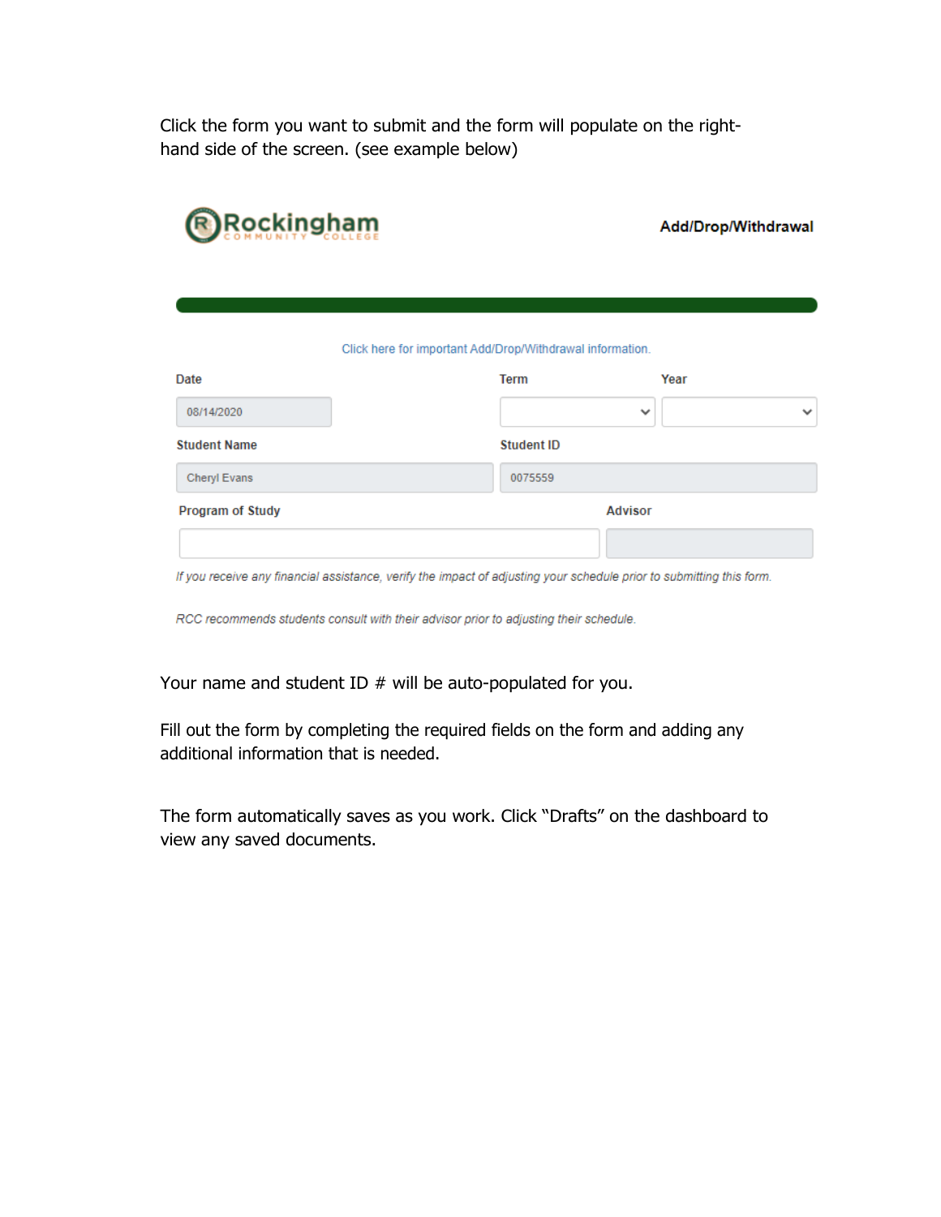Click the form you want to submit and the form will populate on the right-hand side of the screen. (see example below)

Rockingham COMMUNITY COLLEGE

**Add/Drop/Withdrawal**

Click here for important Add/Drop/Withdrawal information.

| Date | Term | Year |
| --- | --- | --- |
| 08/14/2020 | | |

| Student Name | Student ID |
| --- | --- |
| Cheryl Evans | 0075559 |

| Program of Study | Advisor |
| --- | --- |
| | |

*If you receive any financial assistance, verify the impact of adjusting your schedule prior to submitting this form.*

*RCC recommends students consult with their advisor prior to adjusting their schedule.*

Your name and student ID # will be auto-populated for you.

Fill out the form by completing the required fields on the form and adding any additional information that is needed.

The form automatically saves as you work. Click "Drafts" on the dashboard to view any saved documents.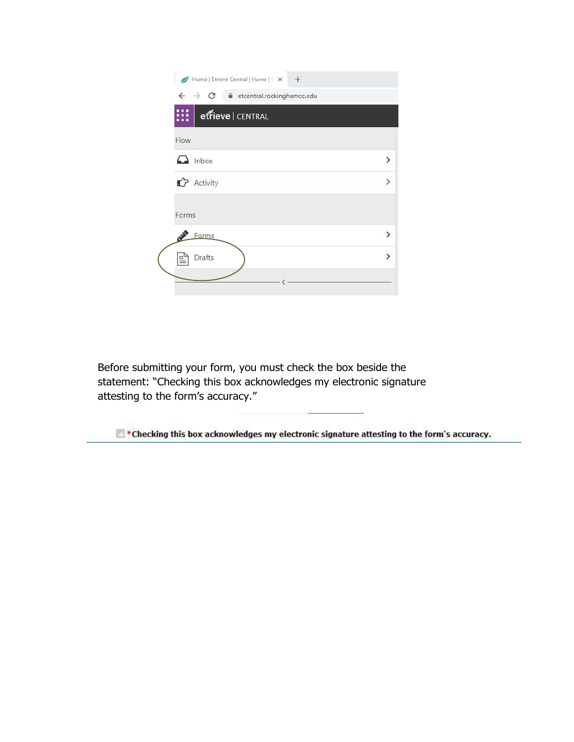Home | Etrieve Central | Home |

etcentral.rockinghamcc.edu

etrieve | CENTRAL

Flow

Inbox

Activity

Forms

Forms

Drafts

Before submitting your form, you must check the box beside the statement: "Checking this box acknowledges my electronic signature attesting to the form's accuracy."

☐ ***Checking this box acknowledges my electronic signature attesting to the form's accuracy.**